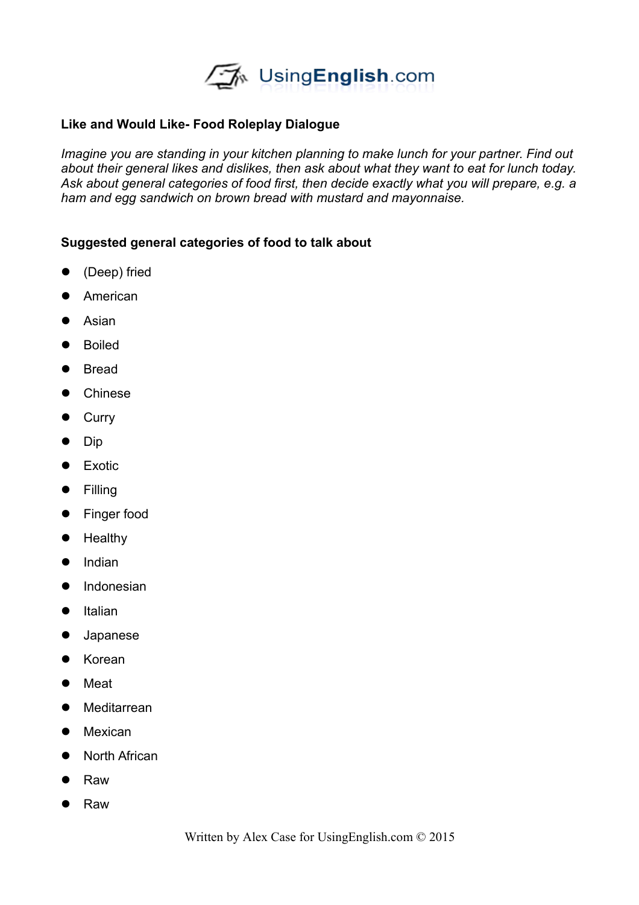UsingEnglish.com

**Like and Would Like- Food Roleplay Dialogue**

*Imagine you are standing in your kitchen planning to make lunch for your partner. Find out about their general likes and dislikes, then ask about what they want to eat for lunch today. Ask about general categories of food first, then decide exactly what you will prepare, e.g. a ham and egg sandwich on brown bread with mustard and mayonnaise.*

**Suggested general categories of food to talk about**

- (Deep) fried
- American
- Asian
- Boiled
- Bread
- Chinese
- Curry
- Dip
- Exotic
- Filling
- Finger food
- Healthy
- Indian
- Indonesian
- Italian
- Japanese
- Korean
- Meat
- Meditarrean
- Mexican
- North African
- Raw
- Raw

Written by Alex Case for UsingEnglish.com © 2015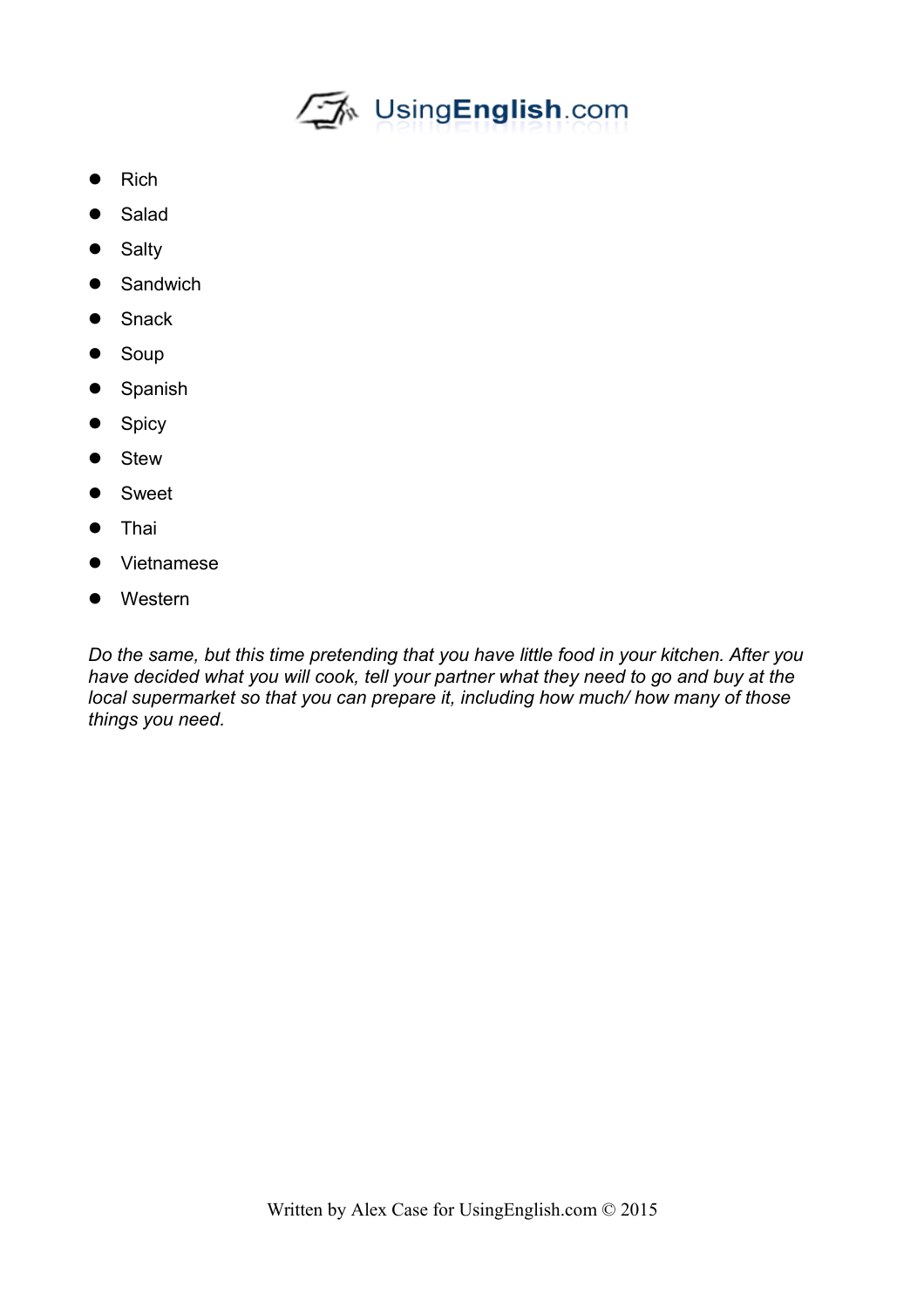- Rich
- Salad
- Salty
- Sandwich
- Snack
- Soup
- Spanish
- Spicy
- Stew
- Sweet
- Thai
- Vietnamese
- Western

*Do the same, but this time pretending that you have little food in your kitchen. After you have decided what you will cook, tell your partner what they need to go and buy at the local supermarket so that you can prepare it, including how much/ how many of those things you need.*